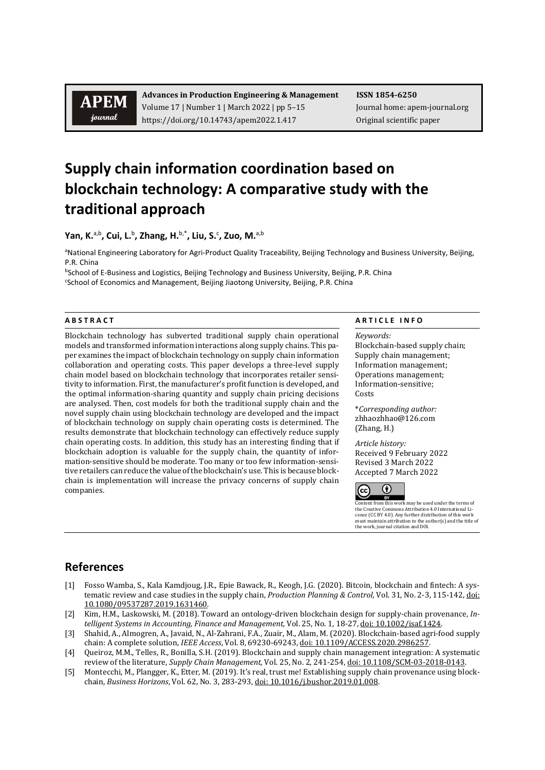APEM journal

**Advances in Production Engineering & Management**
Volume 17 | Number 1 | March 2022 | pp 5–15
https://doi.org/10.14743/apem2022.1.417

**ISSN 1854-6250**
Journal home: apem-journal.org
Original scientific paper

# Supply chain information coordination based on blockchain technology: A comparative study with the traditional approach

**Yan, K.**[a,b], **Cui, L.**[b], **Zhang, H.**[b,*], **Liu, S.**[c], **Zuo, M.**[a,b]

[a]National Engineering Laboratory for Agri-Product Quality Traceability, Beijing Technology and Business University, Beijing, P.R. China
[b]School of E-Business and Logistics, Beijing Technology and Business University, Beijing, P.R. China
[c]School of Economics and Management, Beijing Jiaotong University, Beijing, P.R. China

**A B S T R A C T**

Blockchain technology has subverted traditional supply chain operational models and transformed information interactions along supply chains. This paper examines the impact of blockchain technology on supply chain information collaboration and operating costs. This paper develops a three-level supply chain model based on blockchain technology that incorporates retailer sensitivity to information. First, the manufacturer's profit function is developed, and the optimal information-sharing quantity and supply chain pricing decisions are analysed. Then, cost models for both the traditional supply chain and the novel supply chain using blockchain technology are developed and the impact of blockchain technology on supply chain operating costs is determined. The results demonstrate that blockchain technology can effectively reduce supply chain operating costs. In addition, this study has an interesting finding that if blockchain adoption is valuable for the supply chain, the quantity of information-sensitive should be moderate. Too many or too few information-sensitive retailers can reduce the value of the blockchain's use. This is because blockchain is implementation will increase the privacy concerns of supply chain companies.

**A R T I C L E I N F O**

*Keywords:*
Blockchain-based supply chain;
Supply chain management;
Information management;
Operations management;
Information-sensitive;
Costs

*\*Corresponding author:*
zhhaozhhao@126.com
(Zhang, H.)

*Article history:*
Received 9 February 2022
Revised 3 March 2022
Accepted 7 March 2022

Content from this work may be used under the terms of the Creative Commons Attribution 4.0 International Licence (CC BY 4.0). Any further distribution of this work must maintain attribution to the author(s) and the title of the work, journal citation and DOI.

## References

[1] Fosso Wamba, S., Kala Kamdjoug, J.R., Epie Bawack, R., Keogh, J.G. (2020). Bitcoin, blockchain and fintech: A systematic review and case studies in the supply chain, *Production Planning & Control,* Vol. 31, No. 2-3, 115-142, doi: 10.1080/09537287.2019.1631460.

[2] Kim, H.M., Laskowski, M. (2018). Toward an ontology-driven blockchain design for supply-chain provenance, *Intelligent Systems in Accounting, Finance and Management,* Vol. 25, No. 1, 18-27, doi: 10.1002/isaf.1424.

[3] Shahid, A., Almogren, A., Javaid, N., Al-Zahrani, F.A., Zuair, M., Alam, M. (2020). Blockchain-based agri-food supply chain: A complete solution, *IEEE Access*, Vol. 8, 69230-69243, doi: 10.1109/ACCESS.2020.2986257.

[4] Queiroz, M.M., Telles, R., Bonilla, S.H. (2019). Blockchain and supply chain management integration: A systematic review of the literature, *Supply Chain Management,* Vol. 25, No. 2, 241-254, doi: 10.1108/SCM-03-2018-0143.

[5] Montecchi, M., Plangger, K., Etter, M. (2019). It's real, trust me! Establishing supply chain provenance using blockchain, *Business Horizons*, Vol. 62, No. 3, 283-293, doi: 10.1016/j.bushor.2019.01.008.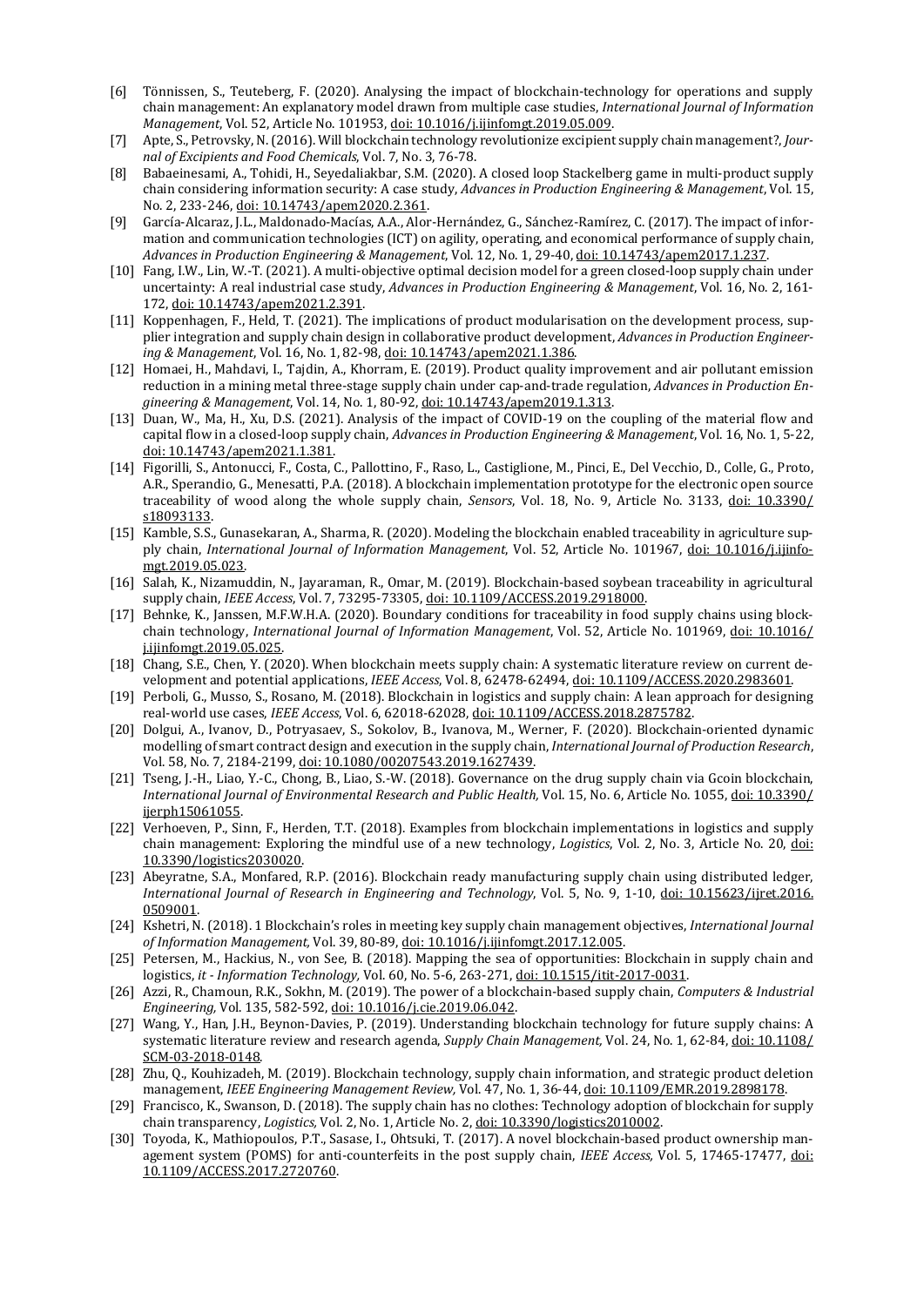[6] Tönnissen, S., Teuteberg, F. (2020). Analysing the impact of blockchain-technology for operations and supply chain management: An explanatory model drawn from multiple case studies, *International Journal of Information Management*, Vol. 52, Article No. 101953, doi: 10.1016/j.ijinfomgt.2019.05.009.

[7] Apte, S., Petrovsky, N. (2016). Will blockchain technology revolutionize excipient supply chain management?, *Journal of Excipients and Food Chemicals*, Vol. 7, No. 3, 76-78.

[8] Babaeinesami, A., Tohidi, H., Seyedaliakbar, S.M. (2020). A closed loop Stackelberg game in multi-product supply chain considering information security: A case study, *Advances in Production Engineering & Management*, Vol. 15, No. 2, 233-246, doi: 10.14743/apem2020.2.361.

[9] García-Alcaraz, J.L., Maldonado-Macías, A.A., Alor-Hernández, G., Sánchez-Ramírez, C. (2017). The impact of information and communication technologies (ICT) on agility, operating, and economical performance of supply chain, *Advances in Production Engineering & Management*, Vol. 12, No. 1, 29-40, doi: 10.14743/apem2017.1.237.

[10] Fang, I.W., Lin, W.-T. (2021). A multi-objective optimal decision model for a green closed-loop supply chain under uncertainty: A real industrial case study, *Advances in Production Engineering & Management*, Vol. 16, No. 2, 161-172, doi: 10.14743/apem2021.2.391.

[11] Koppenhagen, F., Held, T. (2021). The implications of product modularisation on the development process, supplier integration and supply chain design in collaborative product development, *Advances in Production Engineering & Management*, Vol. 16, No. 1, 82-98, doi: 10.14743/apem2021.1.386.

[12] Homaei, H., Mahdavi, I., Tajdin, A., Khorram, E. (2019). Product quality improvement and air pollutant emission reduction in a mining metal three-stage supply chain under cap-and-trade regulation, *Advances in Production Engineering & Management*, Vol. 14, No. 1, 80-92, doi: 10.14743/apem2019.1.313.

[13] Duan, W., Ma, H., Xu, D.S. (2021). Analysis of the impact of COVID-19 on the coupling of the material flow and capital flow in a closed-loop supply chain, *Advances in Production Engineering & Management*, Vol. 16, No. 1, 5-22, doi: 10.14743/apem2021.1.381.

[14] Figorilli, S., Antonucci, F., Costa, C., Pallottino, F., Raso, L., Castiglione, M., Pinci, E., Del Vecchio, D., Colle, G., Proto, A.R., Sperandio, G., Menesatti, P.A. (2018). A blockchain implementation prototype for the electronic open source traceability of wood along the whole supply chain, *Sensors*, Vol. 18, No. 9, Article No. 3133, doi: 10.3390/s18093133.

[15] Kamble, S.S., Gunasekaran, A., Sharma, R. (2020). Modeling the blockchain enabled traceability in agriculture supply chain, *International Journal of Information Management*, Vol. 52, Article No. 101967, doi: 10.1016/j.ijinfomgt.2019.05.023.

[16] Salah, K., Nizamuddin, N., Jayaraman, R., Omar, M. (2019). Blockchain-based soybean traceability in agricultural supply chain, *IEEE Access*, Vol. 7, 73295-73305, doi: 10.1109/ACCESS.2019.2918000.

[17] Behnke, K., Janssen, M.F.W.H.A. (2020). Boundary conditions for traceability in food supply chains using blockchain technology, *International Journal of Information Management*, Vol. 52, Article No. 101969, doi: 10.1016/j.ijinfomgt.2019.05.025.

[18] Chang, S.E., Chen, Y. (2020). When blockchain meets supply chain: A systematic literature review on current development and potential applications, *IEEE Access*, Vol. 8, 62478-62494, doi: 10.1109/ACCESS.2020.2983601.

[19] Perboli, G., Musso, S., Rosano, M. (2018). Blockchain in logistics and supply chain: A lean approach for designing real-world use cases, *IEEE Access*, Vol. 6, 62018-62028, doi: 10.1109/ACCESS.2018.2875782.

[20] Dolgui, A., Ivanov, D., Potryasaev, S., Sokolov, B., Ivanova, M., Werner, F. (2020). Blockchain-oriented dynamic modelling of smart contract design and execution in the supply chain, *International Journal of Production Research*, Vol. 58, No. 7, 2184-2199, doi: 10.1080/00207543.2019.1627439.

[21] Tseng, J.-H., Liao, Y.-C., Chong, B., Liao, S.-W. (2018). Governance on the drug supply chain via Gcoin blockchain, *International Journal of Environmental Research and Public Health,* Vol. 15, No. 6, Article No. 1055, doi: 10.3390/ijerph15061055.

[22] Verhoeven, P., Sinn, F., Herden, T.T. (2018). Examples from blockchain implementations in logistics and supply chain management: Exploring the mindful use of a new technology, *Logistics*, Vol. 2, No. 3, Article No. 20, doi: 10.3390/logistics2030020.

[23] Abeyratne, S.A., Monfared, R.P. (2016). Blockchain ready manufacturing supply chain using distributed ledger, *International Journal of Research in Engineering and Technology*, Vol. 5, No. 9, 1-10, doi: 10.15623/ijret.2016.0509001.

[24] Kshetri, N. (2018). 1 Blockchain's roles in meeting key supply chain management objectives, *International Journal of Information Management,* Vol. 39, 80-89, doi: 10.1016/j.ijinfomgt.2017.12.005.

[25] Petersen, M., Hackius, N., von See, B. (2018). Mapping the sea of opportunities: Blockchain in supply chain and logistics, *it - Information Technology,* Vol. 60, No. 5-6, 263-271, doi: 10.1515/itit-2017-0031.

[26] Azzi, R., Chamoun, R.K., Sokhn, M. (2019). The power of a blockchain-based supply chain, *Computers & Industrial Engineering,* Vol. 135, 582-592, doi: 10.1016/j.cie.2019.06.042.

[27] Wang, Y., Han, J.H., Beynon-Davies, P. (2019). Understanding blockchain technology for future supply chains: A systematic literature review and research agenda, *Supply Chain Management,* Vol. 24, No. 1, 62-84, doi: 10.1108/SCM-03-2018-0148.

[28] Zhu, Q., Kouhizadeh, M. (2019). Blockchain technology, supply chain information, and strategic product deletion management, *IEEE Engineering Management Review,* Vol. 47, No. 1, 36-44, doi: 10.1109/EMR.2019.2898178.

[29] Francisco, K., Swanson, D. (2018). The supply chain has no clothes: Technology adoption of blockchain for supply chain transparency, *Logistics,* Vol. 2, No. 1, Article No. 2, doi: 10.3390/logistics2010002.

[30] Toyoda, K., Mathiopoulos, P.T., Sasase, I., Ohtsuki, T. (2017). A novel blockchain-based product ownership management system (POMS) for anti-counterfeits in the post supply chain, *IEEE Access,* Vol. 5, 17465-17477, doi: 10.1109/ACCESS.2017.2720760.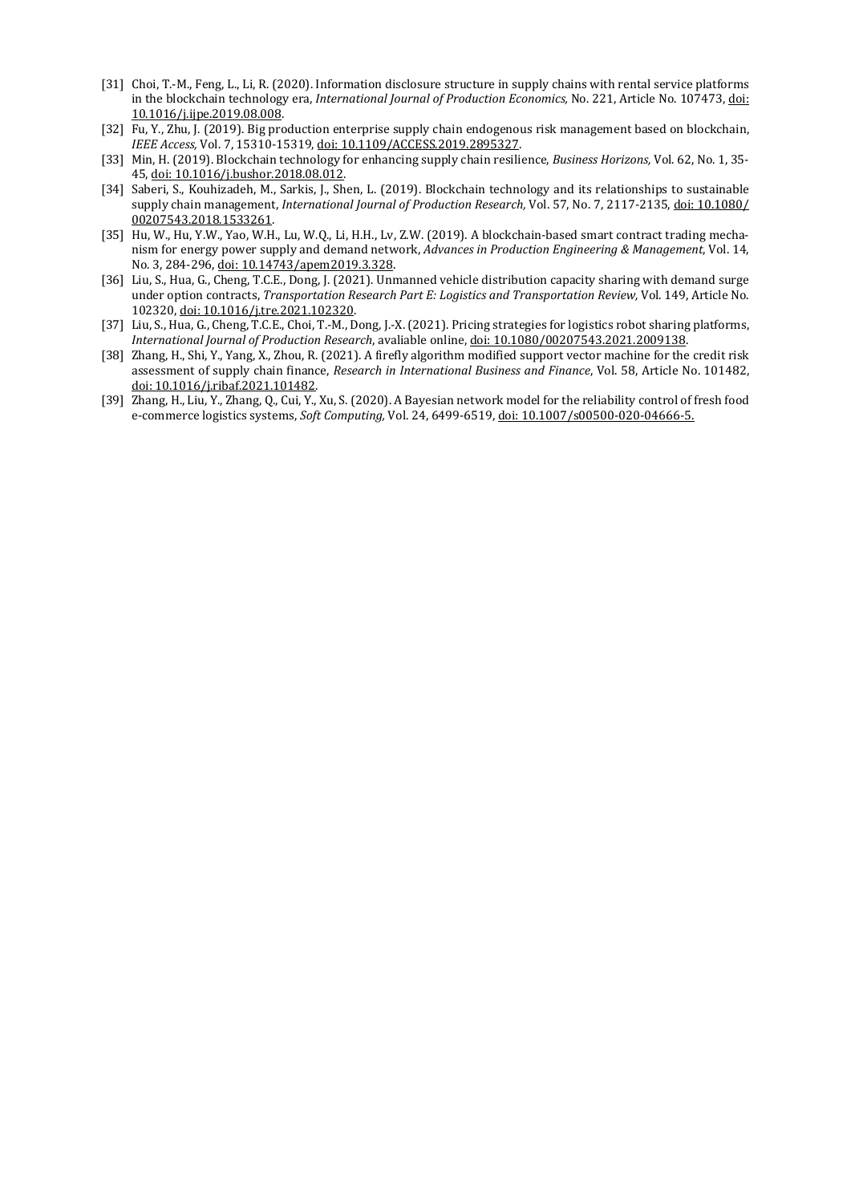[31] Choi, T.-M., Feng, L., Li, R. (2020). Information disclosure structure in supply chains with rental service platforms in the blockchain technology era, *International Journal of Production Economics,* No. 221, Article No. 107473, doi: 10.1016/j.ijpe.2019.08.008.

[32] Fu, Y., Zhu, J. (2019). Big production enterprise supply chain endogenous risk management based on blockchain, *IEEE Access,* Vol. 7, 15310-15319, doi: 10.1109/ACCESS.2019.2895327.

[33] Min, H. (2019). Blockchain technology for enhancing supply chain resilience, *Business Horizons,* Vol. 62, No. 1, 35-45, doi: 10.1016/j.bushor.2018.08.012.

[34] Saberi, S., Kouhizadeh, M., Sarkis, J., Shen, L. (2019). Blockchain technology and its relationships to sustainable supply chain management, *International Journal of Production Research,* Vol. 57, No. 7, 2117-2135, doi: 10.1080/00207543.2018.1533261.

[35] Hu, W., Hu, Y.W., Yao, W.H., Lu, W.Q., Li, H.H., Lv, Z.W. (2019). A blockchain-based smart contract trading mechanism for energy power supply and demand network, *Advances in Production Engineering & Management*, Vol. 14, No. 3, 284-296, doi: 10.14743/apem2019.3.328.

[36] Liu, S., Hua, G., Cheng, T.C.E., Dong, J. (2021). Unmanned vehicle distribution capacity sharing with demand surge under option contracts, *Transportation Research Part E: Logistics and Transportation Review,* Vol. 149, Article No. 102320, doi: 10.1016/j.tre.2021.102320.

[37] Liu, S., Hua, G., Cheng, T.C.E., Choi, T.-M., Dong, J.-X. (2021). Pricing strategies for logistics robot sharing platforms, *International Journal of Production Research*, avaliable online, doi: 10.1080/00207543.2021.2009138.

[38] Zhang, H., Shi, Y., Yang, X., Zhou, R. (2021). A firefly algorithm modified support vector machine for the credit risk assessment of supply chain finance, *Research in International Business and Finance*, Vol. 58, Article No. 101482, doi: 10.1016/j.ribaf.2021.101482.

[39] Zhang, H., Liu, Y., Zhang, Q., Cui, Y., Xu, S. (2020). A Bayesian network model for the reliability control of fresh food e-commerce logistics systems, *Soft Computing,* Vol. 24, 6499-6519, doi: 10.1007/s00500-020-04666-5.